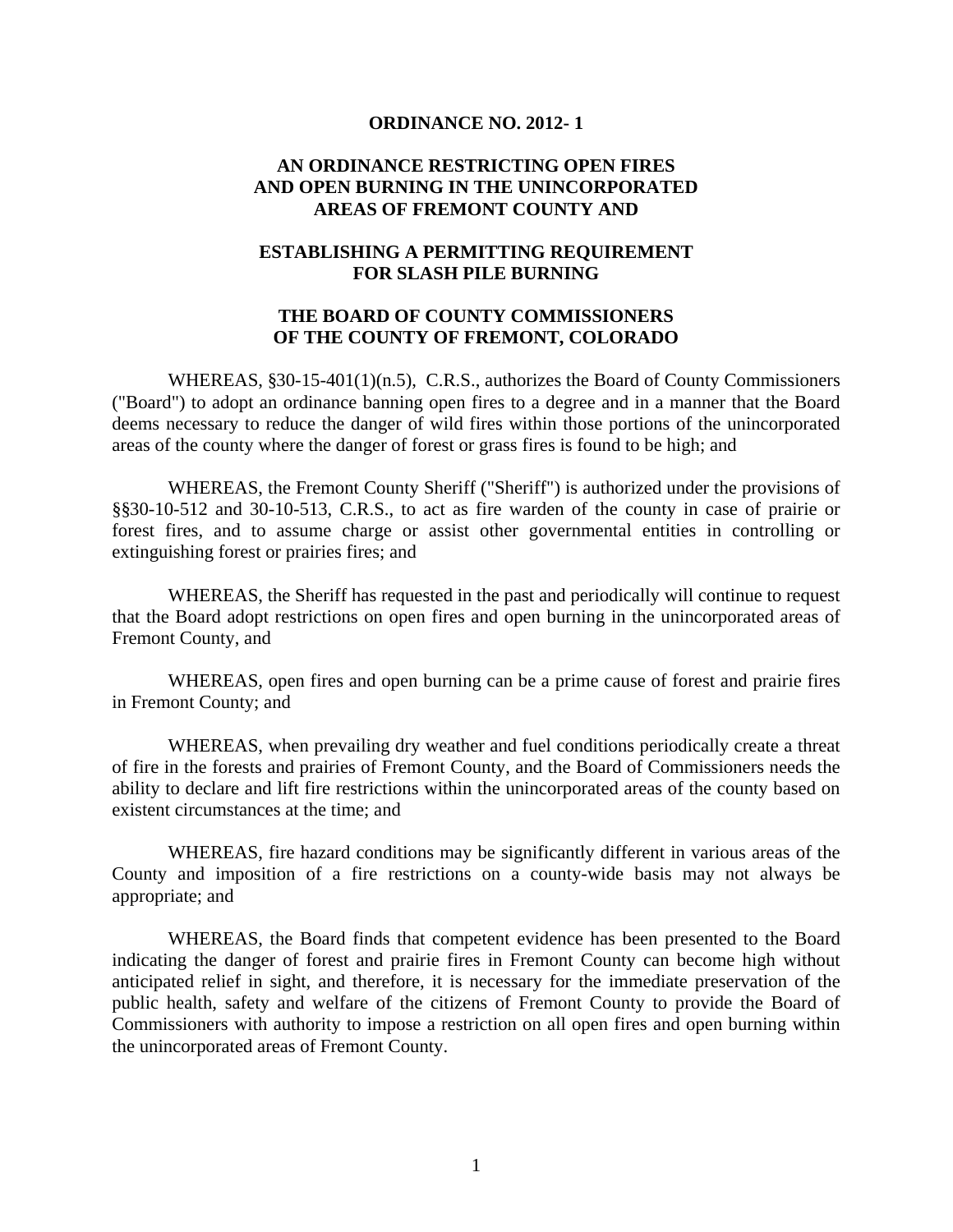**ORDINANCE NO. 2012- 1**

**AN ORDINANCE RESTRICTING OPEN FIRES AND OPEN BURNING IN THE UNINCORPORATED AREAS OF FREMONT COUNTY AND**

**ESTABLISHING A PERMITTING REQUIREMENT FOR SLASH PILE BURNING**

**THE BOARD OF COUNTY COMMISSIONERS OF THE COUNTY OF FREMONT, COLORADO**

WHEREAS, §30-15-401(1)(n.5), C.R.S., authorizes the Board of County Commissioners ("Board") to adopt an ordinance banning open fires to a degree and in a manner that the Board deems necessary to reduce the danger of wild fires within those portions of the unincorporated areas of the county where the danger of forest or grass fires is found to be high; and

WHEREAS, the Fremont County Sheriff ("Sheriff") is authorized under the provisions of §§30-10-512 and 30-10-513, C.R.S., to act as fire warden of the county in case of prairie or forest fires, and to assume charge or assist other governmental entities in controlling or extinguishing forest or prairies fires; and

WHEREAS, the Sheriff has requested in the past and periodically will continue to request that the Board adopt restrictions on open fires and open burning in the unincorporated areas of Fremont County, and

WHEREAS, open fires and open burning can be a prime cause of forest and prairie fires in Fremont County; and

WHEREAS, when prevailing dry weather and fuel conditions periodically create a threat of fire in the forests and prairies of Fremont County, and the Board of Commissioners needs the ability to declare and lift fire restrictions within the unincorporated areas of the county based on existent circumstances at the time; and

WHEREAS, fire hazard conditions may be significantly different in various areas of the County and imposition of a fire restrictions on a county-wide basis may not always be appropriate; and

WHEREAS, the Board finds that competent evidence has been presented to the Board indicating the danger of forest and prairie fires in Fremont County can become high without anticipated relief in sight, and therefore, it is necessary for the immediate preservation of the public health, safety and welfare of the citizens of Fremont County to provide the Board of Commissioners with authority to impose a restriction on all open fires and open burning within the unincorporated areas of Fremont County.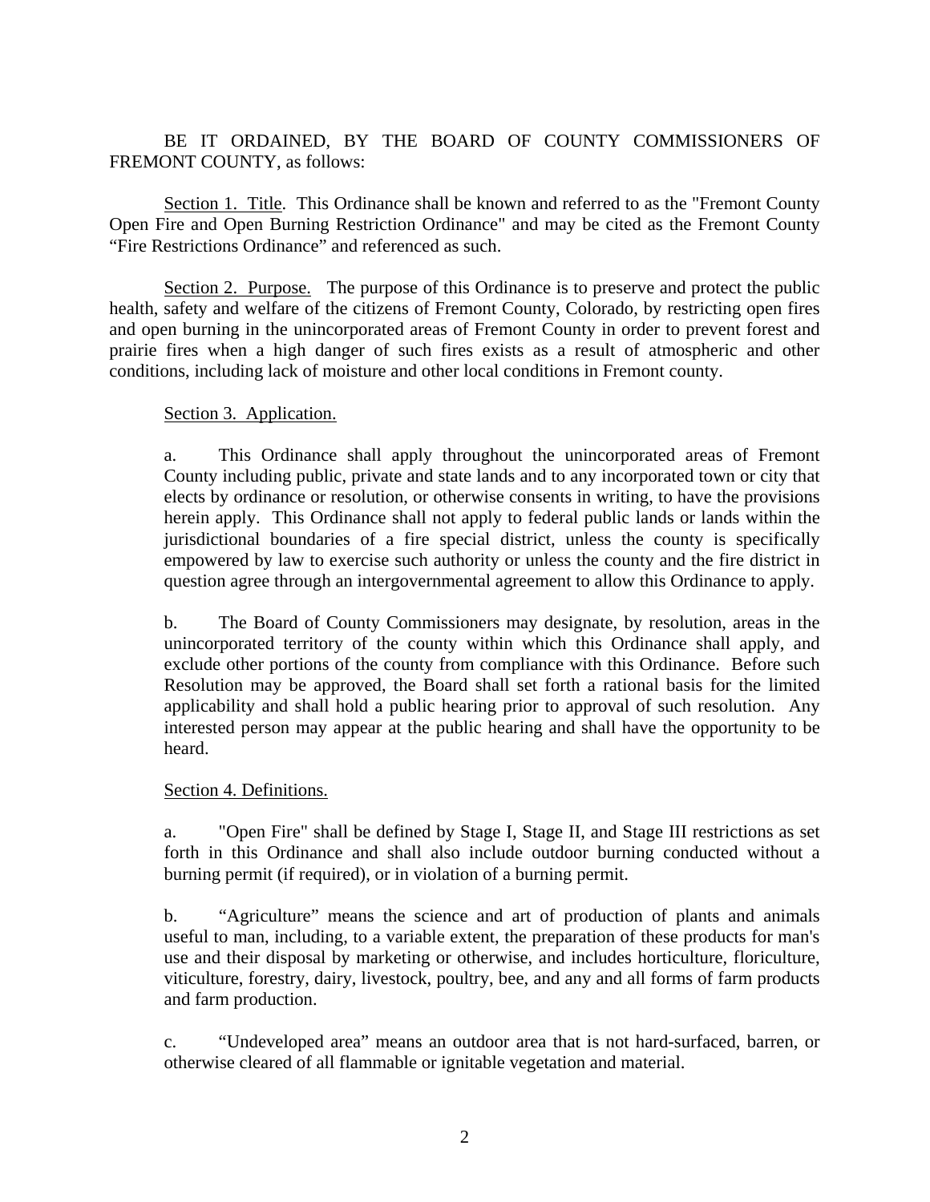BE IT ORDAINED, BY THE BOARD OF COUNTY COMMISSIONERS OF FREMONT COUNTY, as follows:

Section 1. Title. This Ordinance shall be known and referred to as the "Fremont County Open Fire and Open Burning Restriction Ordinance" and may be cited as the Fremont County "Fire Restrictions Ordinance" and referenced as such.

Section 2. Purpose. The purpose of this Ordinance is to preserve and protect the public health, safety and welfare of the citizens of Fremont County, Colorado, by restricting open fires and open burning in the unincorporated areas of Fremont County in order to prevent forest and prairie fires when a high danger of such fires exists as a result of atmospheric and other conditions, including lack of moisture and other local conditions in Fremont county.

Section 3. Application.

a. This Ordinance shall apply throughout the unincorporated areas of Fremont County including public, private and state lands and to any incorporated town or city that elects by ordinance or resolution, or otherwise consents in writing, to have the provisions herein apply. This Ordinance shall not apply to federal public lands or lands within the jurisdictional boundaries of a fire special district, unless the county is specifically empowered by law to exercise such authority or unless the county and the fire district in question agree through an intergovernmental agreement to allow this Ordinance to apply.

b. The Board of County Commissioners may designate, by resolution, areas in the unincorporated territory of the county within which this Ordinance shall apply, and exclude other portions of the county from compliance with this Ordinance. Before such Resolution may be approved, the Board shall set forth a rational basis for the limited applicability and shall hold a public hearing prior to approval of such resolution. Any interested person may appear at the public hearing and shall have the opportunity to be heard.

Section 4. Definitions.

a. "Open Fire" shall be defined by Stage I, Stage II, and Stage III restrictions as set forth in this Ordinance and shall also include outdoor burning conducted without a burning permit (if required), or in violation of a burning permit.

b. "Agriculture" means the science and art of production of plants and animals useful to man, including, to a variable extent, the preparation of these products for man's use and their disposal by marketing or otherwise, and includes horticulture, floriculture, viticulture, forestry, dairy, livestock, poultry, bee, and any and all forms of farm products and farm production.

c. "Undeveloped area" means an outdoor area that is not hard-surfaced, barren, or otherwise cleared of all flammable or ignitable vegetation and material.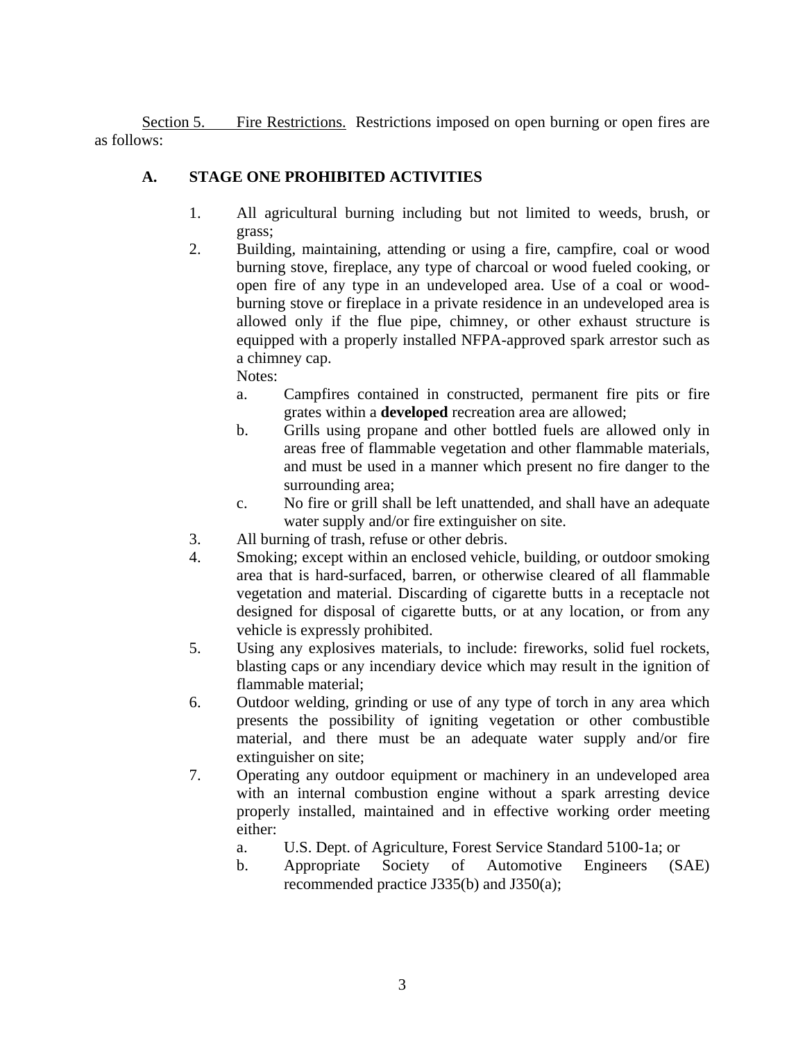Section 5. Fire Restrictions. Restrictions imposed on open burning or open fires are as follows:

**A. STAGE ONE PROHIBITED ACTIVITIES**

1. All agricultural burning including but not limited to weeds, brush, or grass;
2. Building, maintaining, attending or using a fire, campfire, coal or wood burning stove, fireplace, any type of charcoal or wood fueled cooking, or open fire of any type in an undeveloped area. Use of a coal or wood-burning stove or fireplace in a private residence in an undeveloped area is allowed only if the flue pipe, chimney, or other exhaust structure is equipped with a properly installed NFPA-approved spark arrestor such as a chimney cap.
   Notes:
   a. Campfires contained in constructed, permanent fire pits or fire grates within a **developed** recreation area are allowed;
   b. Grills using propane and other bottled fuels are allowed only in areas free of flammable vegetation and other flammable materials, and must be used in a manner which present no fire danger to the surrounding area;
   c. No fire or grill shall be left unattended, and shall have an adequate water supply and/or fire extinguisher on site.
3. All burning of trash, refuse or other debris.
4. Smoking; except within an enclosed vehicle, building, or outdoor smoking area that is hard-surfaced, barren, or otherwise cleared of all flammable vegetation and material. Discarding of cigarette butts in a receptacle not designed for disposal of cigarette butts, or at any location, or from any vehicle is expressly prohibited.
5. Using any explosives materials, to include: fireworks, solid fuel rockets, blasting caps or any incendiary device which may result in the ignition of flammable material;
6. Outdoor welding, grinding or use of any type of torch in any area which presents the possibility of igniting vegetation or other combustible material, and there must be an adequate water supply and/or fire extinguisher on site;
7. Operating any outdoor equipment or machinery in an undeveloped area with an internal combustion engine without a spark arresting device properly installed, maintained and in effective working order meeting either:
   a. U.S. Dept. of Agriculture, Forest Service Standard 5100-1a; or
   b. Appropriate Society of Automotive Engineers (SAE) recommended practice J335(b) and J350(a);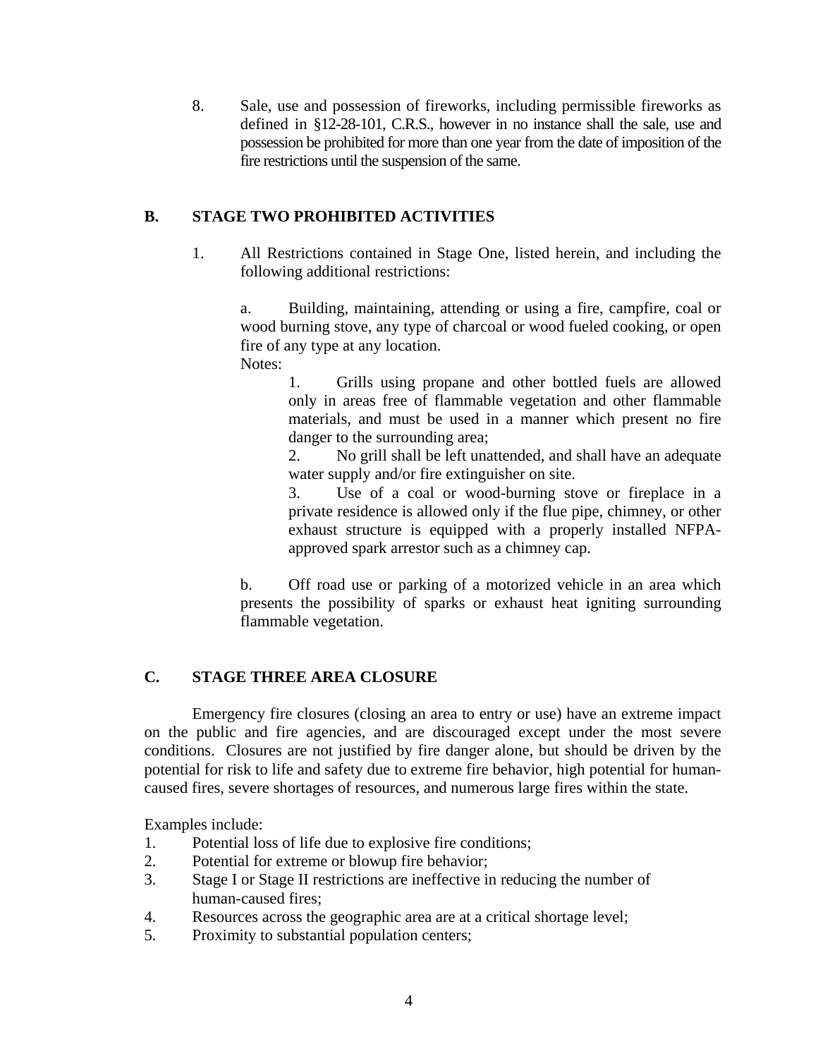8. Sale, use and possession of fireworks, including permissible fireworks as defined in §12-28-101, C.R.S., however in no instance shall the sale, use and possession be prohibited for more than one year from the date of imposition of the fire restrictions until the suspension of the same.

## B. STAGE TWO PROHIBITED ACTIVITIES

1. All Restrictions contained in Stage One, listed herein, and including the following additional restrictions:

   a. Building, maintaining, attending or using a fire, campfire, coal or wood burning stove, any type of charcoal or wood fueled cooking, or open fire of any type at any location.
   
   Notes:
   
   1. Grills using propane and other bottled fuels are allowed only in areas free of flammable vegetation and other flammable materials, and must be used in a manner which present no fire danger to the surrounding area;
   2. No grill shall be left unattended, and shall have an adequate water supply and/or fire extinguisher on site.
   3. Use of a coal or wood-burning stove or fireplace in a private residence is allowed only if the flue pipe, chimney, or other exhaust structure is equipped with a properly installed NFPA-approved spark arrestor such as a chimney cap.

   b. Off road use or parking of a motorized vehicle in an area which presents the possibility of sparks or exhaust heat igniting surrounding flammable vegetation.

## C. STAGE THREE AREA CLOSURE

Emergency fire closures (closing an area to entry or use) have an extreme impact on the public and fire agencies, and are discouraged except under the most severe conditions. Closures are not justified by fire danger alone, but should be driven by the potential for risk to life and safety due to extreme fire behavior, high potential for human-caused fires, severe shortages of resources, and numerous large fires within the state.

Examples include:

1. Potential loss of life due to explosive fire conditions;
2. Potential for extreme or blowup fire behavior;
3. Stage I or Stage II restrictions are ineffective in reducing the number of human-caused fires;
4. Resources across the geographic area are at a critical shortage level;
5. Proximity to substantial population centers;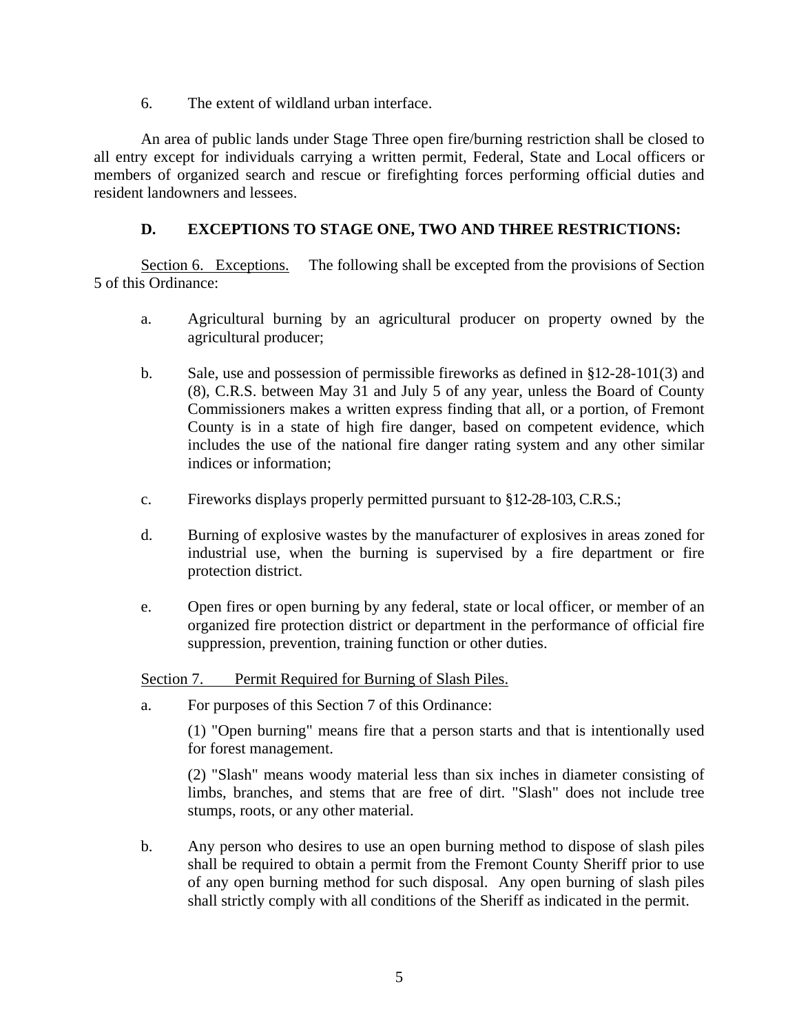6. The extent of wildland urban interface.

An area of public lands under Stage Three open fire/burning restriction shall be closed to all entry except for individuals carrying a written permit, Federal, State and Local officers or members of organized search and rescue or firefighting forces performing official duties and resident landowners and lessees.

### D. EXCEPTIONS TO STAGE ONE, TWO AND THREE RESTRICTIONS:

Section 6. Exceptions. The following shall be excepted from the provisions of Section 5 of this Ordinance:

a. Agricultural burning by an agricultural producer on property owned by the agricultural producer;

b. Sale, use and possession of permissible fireworks as defined in §12-28-101(3) and (8), C.R.S. between May 31 and July 5 of any year, unless the Board of County Commissioners makes a written express finding that all, or a portion, of Fremont County is in a state of high fire danger, based on competent evidence, which includes the use of the national fire danger rating system and any other similar indices or information;

c. Fireworks displays properly permitted pursuant to §12-28-103, C.R.S.;

d. Burning of explosive wastes by the manufacturer of explosives in areas zoned for industrial use, when the burning is supervised by a fire department or fire protection district.

e. Open fires or open burning by any federal, state or local officer, or member of an organized fire protection district or department in the performance of official fire suppression, prevention, training function or other duties.

Section 7. Permit Required for Burning of Slash Piles.

a. For purposes of this Section 7 of this Ordinance:

(1) "Open burning" means fire that a person starts and that is intentionally used for forest management.

(2) "Slash" means woody material less than six inches in diameter consisting of limbs, branches, and stems that are free of dirt. "Slash" does not include tree stumps, roots, or any other material.

b. Any person who desires to use an open burning method to dispose of slash piles shall be required to obtain a permit from the Fremont County Sheriff prior to use of any open burning method for such disposal. Any open burning of slash piles shall strictly comply with all conditions of the Sheriff as indicated in the permit.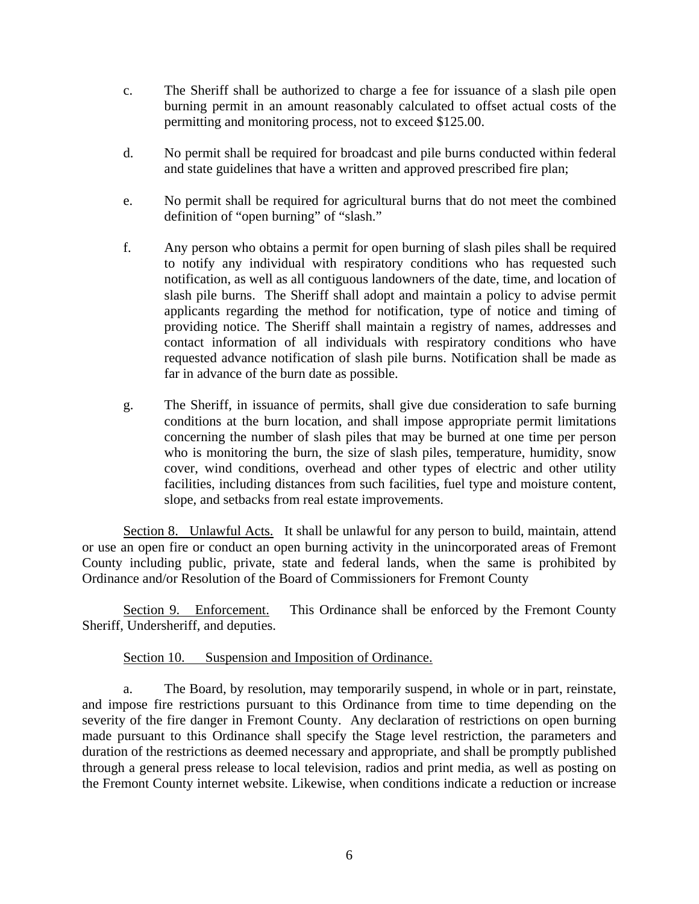c. The Sheriff shall be authorized to charge a fee for issuance of a slash pile open burning permit in an amount reasonably calculated to offset actual costs of the permitting and monitoring process, not to exceed $125.00.

d. No permit shall be required for broadcast and pile burns conducted within federal and state guidelines that have a written and approved prescribed fire plan;

e. No permit shall be required for agricultural burns that do not meet the combined definition of "open burning" of "slash."

f. Any person who obtains a permit for open burning of slash piles shall be required to notify any individual with respiratory conditions who has requested such notification, as well as all contiguous landowners of the date, time, and location of slash pile burns. The Sheriff shall adopt and maintain a policy to advise permit applicants regarding the method for notification, type of notice and timing of providing notice. The Sheriff shall maintain a registry of names, addresses and contact information of all individuals with respiratory conditions who have requested advance notification of slash pile burns. Notification shall be made as far in advance of the burn date as possible.

g. The Sheriff, in issuance of permits, shall give due consideration to safe burning conditions at the burn location, and shall impose appropriate permit limitations concerning the number of slash piles that may be burned at one time per person who is monitoring the burn, the size of slash piles, temperature, humidity, snow cover, wind conditions, overhead and other types of electric and other utility facilities, including distances from such facilities, fuel type and moisture content, slope, and setbacks from real estate improvements.

<u>Section 8. Unlawful Acts.</u> It shall be unlawful for any person to build, maintain, attend or use an open fire or conduct an open burning activity in the unincorporated areas of Fremont County including public, private, state and federal lands, when the same is prohibited by Ordinance and/or Resolution of the Board of Commissioners for Fremont County

<u>Section 9. Enforcement.</u> This Ordinance shall be enforced by the Fremont County Sheriff, Undersheriff, and deputies.

<u>Section 10. Suspension and Imposition of Ordinance.</u>

a. The Board, by resolution, may temporarily suspend, in whole or in part, reinstate, and impose fire restrictions pursuant to this Ordinance from time to time depending on the severity of the fire danger in Fremont County. Any declaration of restrictions on open burning made pursuant to this Ordinance shall specify the Stage level restriction, the parameters and duration of the restrictions as deemed necessary and appropriate, and shall be promptly published through a general press release to local television, radios and print media, as well as posting on the Fremont County internet website. Likewise, when conditions indicate a reduction or increase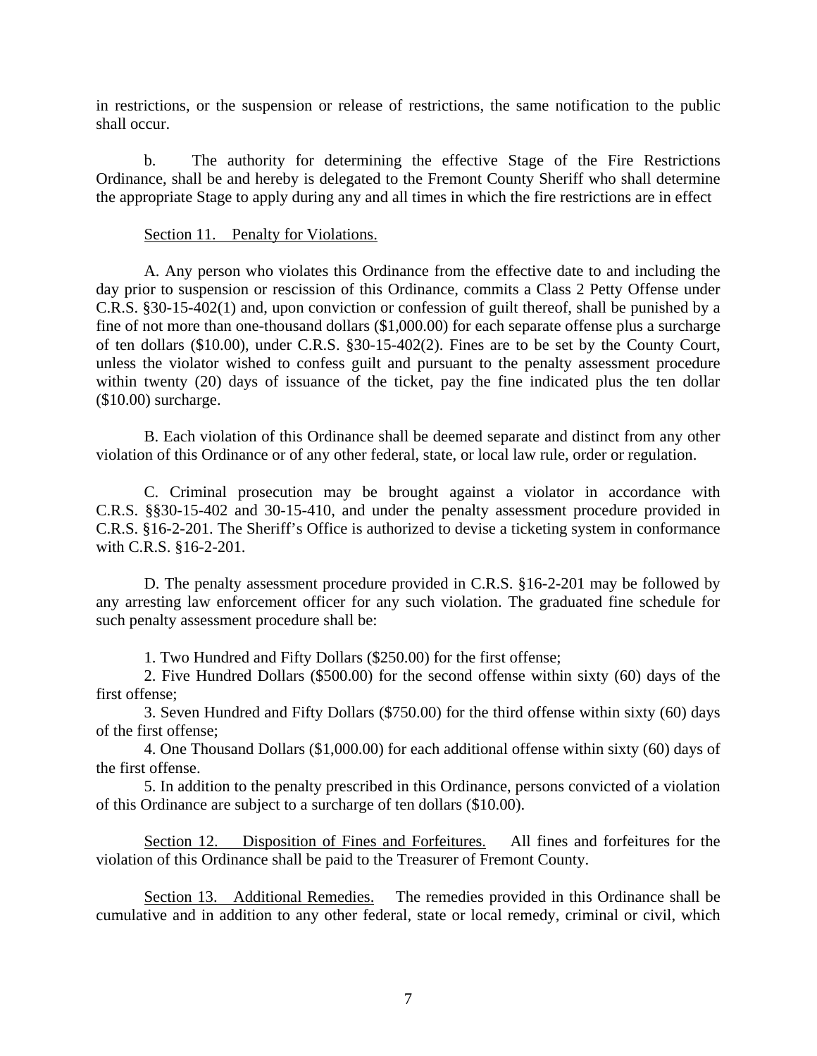in restrictions, or the suspension or release of restrictions, the same notification to the public shall occur.

b. The authority for determining the effective Stage of the Fire Restrictions Ordinance, shall be and hereby is delegated to the Fremont County Sheriff who shall determine the appropriate Stage to apply during any and all times in which the fire restrictions are in effect

Section 11. Penalty for Violations.

A. Any person who violates this Ordinance from the effective date to and including the day prior to suspension or rescission of this Ordinance, commits a Class 2 Petty Offense under C.R.S. §30-15-402(1) and, upon conviction or confession of guilt thereof, shall be punished by a fine of not more than one-thousand dollars ($1,000.00) for each separate offense plus a surcharge of ten dollars ($10.00), under C.R.S. §30-15-402(2). Fines are to be set by the County Court, unless the violator wished to confess guilt and pursuant to the penalty assessment procedure within twenty (20) days of issuance of the ticket, pay the fine indicated plus the ten dollar ($10.00) surcharge.

B. Each violation of this Ordinance shall be deemed separate and distinct from any other violation of this Ordinance or of any other federal, state, or local law rule, order or regulation.

C. Criminal prosecution may be brought against a violator in accordance with C.R.S. §§30-15-402 and 30-15-410, and under the penalty assessment procedure provided in C.R.S. §16-2-201. The Sheriff's Office is authorized to devise a ticketing system in conformance with C.R.S. §16-2-201.

D. The penalty assessment procedure provided in C.R.S. §16-2-201 may be followed by any arresting law enforcement officer for any such violation. The graduated fine schedule for such penalty assessment procedure shall be:

1. Two Hundred and Fifty Dollars ($250.00) for the first offense;
2. Five Hundred Dollars ($500.00) for the second offense within sixty (60) days of the first offense;
3. Seven Hundred and Fifty Dollars ($750.00) for the third offense within sixty (60) days of the first offense;
4. One Thousand Dollars ($1,000.00) for each additional offense within sixty (60) days of the first offense.
5. In addition to the penalty prescribed in this Ordinance, persons convicted of a violation of this Ordinance are subject to a surcharge of ten dollars ($10.00).

Section 12. Disposition of Fines and Forfeitures. All fines and forfeitures for the violation of this Ordinance shall be paid to the Treasurer of Fremont County.

Section 13. Additional Remedies. The remedies provided in this Ordinance shall be cumulative and in addition to any other federal, state or local remedy, criminal or civil, which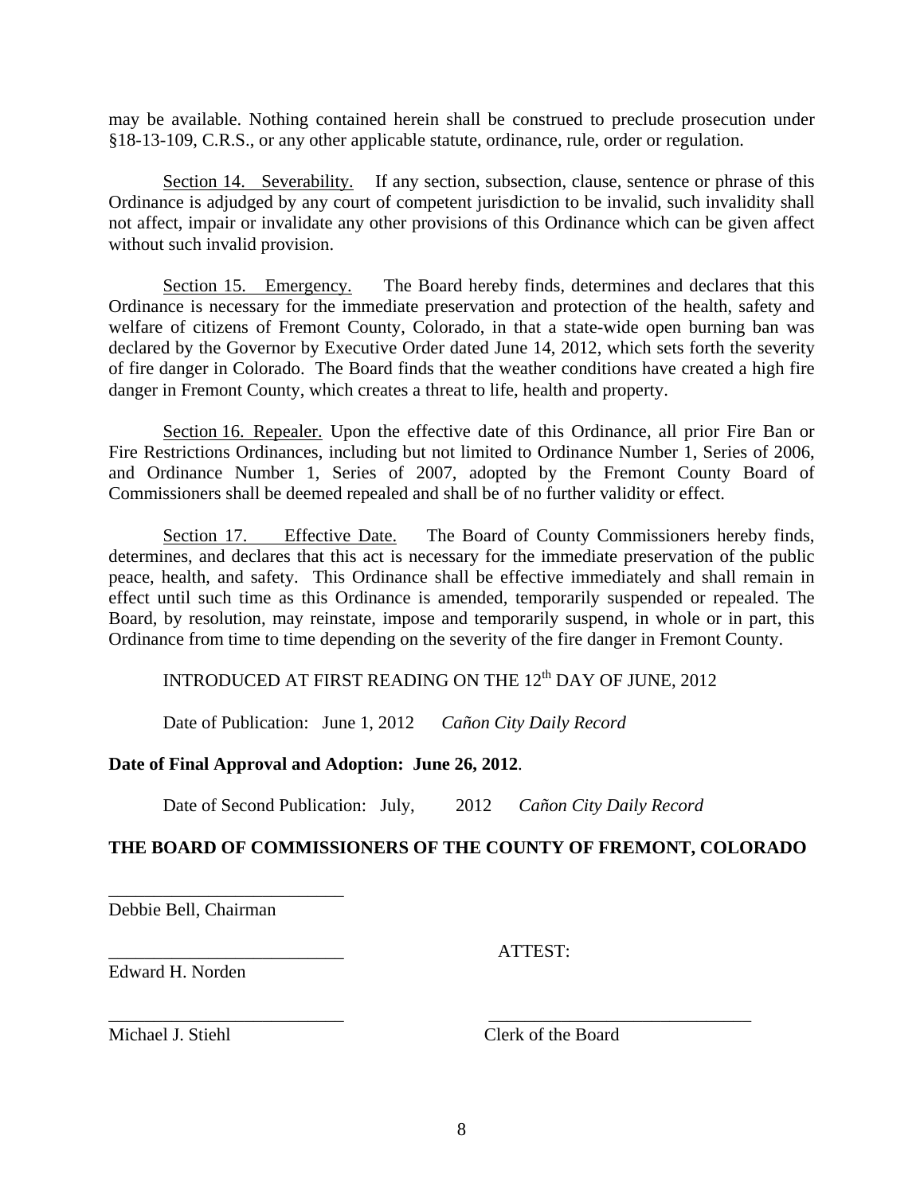may be available. Nothing contained herein shall be construed to preclude prosecution under §18-13-109, C.R.S., or any other applicable statute, ordinance, rule, order or regulation.

Section 14. Severability. If any section, subsection, clause, sentence or phrase of this Ordinance is adjudged by any court of competent jurisdiction to be invalid, such invalidity shall not affect, impair or invalidate any other provisions of this Ordinance which can be given affect without such invalid provision.

Section 15. Emergency. The Board hereby finds, determines and declares that this Ordinance is necessary for the immediate preservation and protection of the health, safety and welfare of citizens of Fremont County, Colorado, in that a state-wide open burning ban was declared by the Governor by Executive Order dated June 14, 2012, which sets forth the severity of fire danger in Colorado. The Board finds that the weather conditions have created a high fire danger in Fremont County, which creates a threat to life, health and property.

Section 16. Repealer. Upon the effective date of this Ordinance, all prior Fire Ban or Fire Restrictions Ordinances, including but not limited to Ordinance Number 1, Series of 2006, and Ordinance Number 1, Series of 2007, adopted by the Fremont County Board of Commissioners shall be deemed repealed and shall be of no further validity or effect.

Section 17. Effective Date. The Board of County Commissioners hereby finds, determines, and declares that this act is necessary for the immediate preservation of the public peace, health, and safety. This Ordinance shall be effective immediately and shall remain in effect until such time as this Ordinance is amended, temporarily suspended or repealed. The Board, by resolution, may reinstate, impose and temporarily suspend, in whole or in part, this Ordinance from time to time depending on the severity of the fire danger in Fremont County.

INTRODUCED AT FIRST READING ON THE 12th DAY OF JUNE, 2012

Date of Publication: June 1, 2012 *Cañon City Daily Record*

**Date of Final Approval and Adoption: June 26, 2012**.

Date of Second Publication: July, 2012 *Cañon City Daily Record*

**THE BOARD OF COMMISSIONERS OF THE COUNTY OF FREMONT, COLORADO**

\_\_\_\_\_\_\_\_\_\_\_\_\_\_\_\_\_\_\_\_\_\_\_\_\_\_
Debbie Bell, Chairman

\_\_\_\_\_\_\_\_\_\_\_\_\_\_\_\_\_\_\_\_\_\_\_\_\_\_
Edward H. Norden

ATTEST:

\_\_\_\_\_\_\_\_\_\_\_\_\_\_\_\_\_\_\_\_\_\_\_\_\_\_
Michael J. Stiehl

\_\_\_\_\_\_\_\_\_\_\_\_\_\_\_\_\_\_\_\_\_\_\_\_\_\_
Clerk of the Board